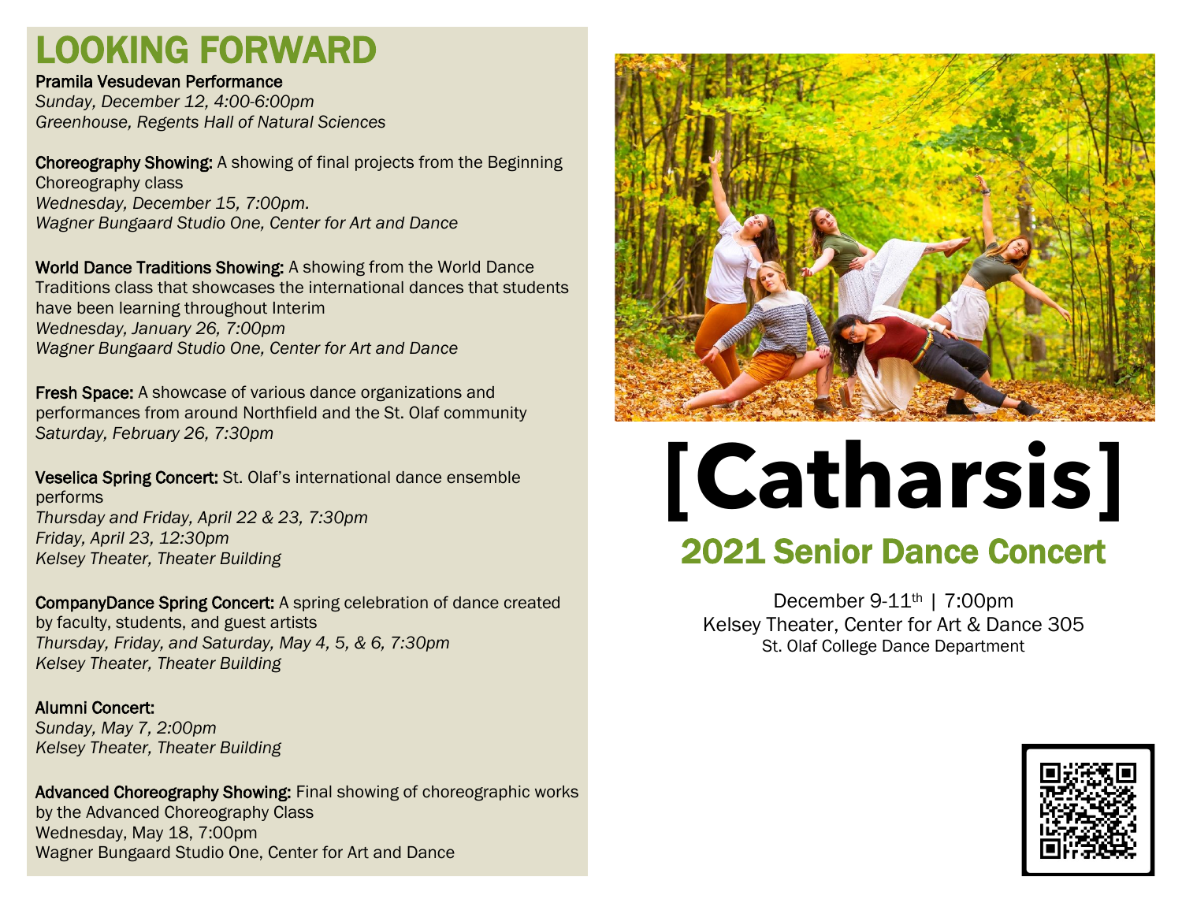# LOOKING FORWARD

**Pramila Vesudevan Performance**
*Sunday, December 12, 4:00-6:00pm*
*Greenhouse, Regents Hall of Natural Sciences*

**Choreography Showing:** A showing of final projects from the Beginning Choreography class
*Wednesday, December 15, 7:00pm.*
*Wagner Bungaard Studio One, Center for Art and Dance*

**World Dance Traditions Showing:** A showing from the World Dance Traditions class that showcases the international dances that students have been learning throughout Interim
*Wednesday, January 26, 7:00pm*
*Wagner Bungaard Studio One, Center for Art and Dance*

**Fresh Space:** A showcase of various dance organizations and performances from around Northfield and the St. Olaf community
*Saturday, February 26, 7:30pm*

**Veselica Spring Concert:** St. Olaf's international dance ensemble performs
*Thursday and Friday, April 22 & 23, 7:30pm*
*Friday, April 23, 12:30pm*
*Kelsey Theater, Theater Building*

**CompanyDance Spring Concert:** A spring celebration of dance created by faculty, students, and guest artists
*Thursday, Friday, and Saturday, May 4, 5, & 6, 7:30pm*
*Kelsey Theater, Theater Building*

**Alumni Concert:**
*Sunday, May 7, 2:00pm*
*Kelsey Theater, Theater Building*

**Advanced Choreography Showing:** Final showing of choreographic works by the Advanced Choreography Class
Wednesday, May 18, 7:00pm
Wagner Bungaard Studio One, Center for Art and Dance

# [Catharsis]

## 2021 Senior Dance Concert

December 9-11th | 7:00pm
Kelsey Theater, Center for Art & Dance 305
St. Olaf College Dance Department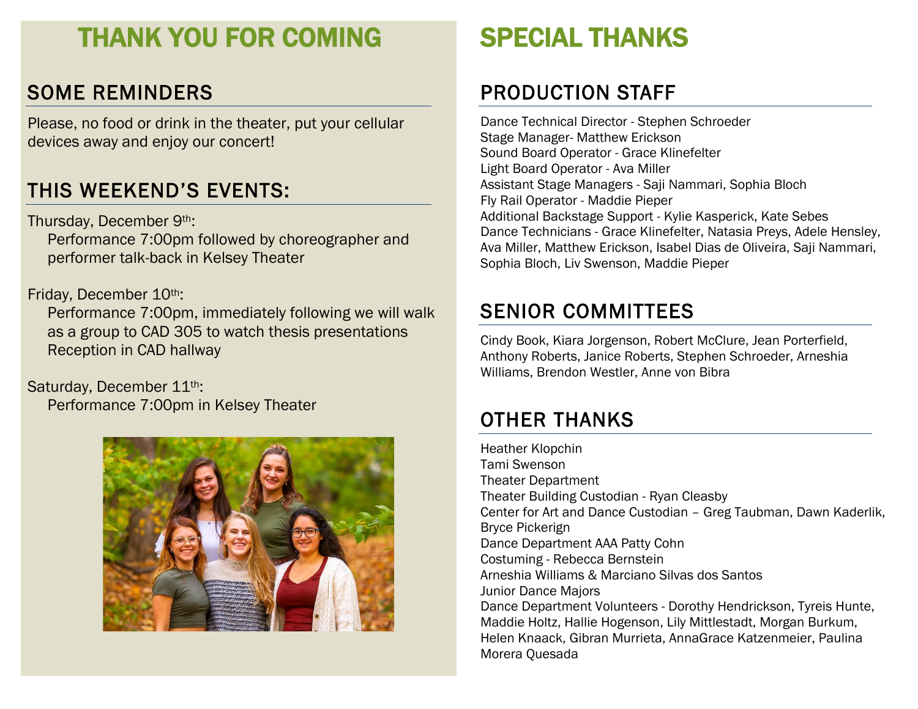# THANK YOU FOR COMING

## SOME REMINDERS

Please, no food or drink in the theater, put your cellular devices away and enjoy our concert!

## THIS WEEKEND'S EVENTS:

Thursday, December 9th:
Performance 7:00pm followed by choreographer and performer talk-back in Kelsey Theater

Friday, December 10th:
Performance 7:00pm, immediately following we will walk as a group to CAD 305 to watch thesis presentations
Reception in CAD hallway

Saturday, December 11th:
Performance 7:00pm in Kelsey Theater

# SPECIAL THANKS

## PRODUCTION STAFF

Dance Technical Director - Stephen Schroeder
Stage Manager- Matthew Erickson
Sound Board Operator - Grace Klinefelter
Light Board Operator - Ava Miller
Assistant Stage Managers - Saji Nammari, Sophia Bloch
Fly Rail Operator - Maddie Pieper
Additional Backstage Support - Kylie Kasperick, Kate Sebes
Dance Technicians - Grace Klinefelter, Natasia Preys, Adele Hensley, Ava Miller, Matthew Erickson, Isabel Dias de Oliveira, Saji Nammari, Sophia Bloch, Liv Swenson, Maddie Pieper

## SENIOR COMMITTEES

Cindy Book, Kiara Jorgenson, Robert McClure, Jean Porterfield, Anthony Roberts, Janice Roberts, Stephen Schroeder, Arneshia Williams, Brendon Westler, Anne von Bibra

## OTHER THANKS

Heather Klopchin
Tami Swenson
Theater Department
Theater Building Custodian - Ryan Cleasby
Center for Art and Dance Custodian – Greg Taubman, Dawn Kaderlik, Bryce Pickerign
Dance Department AAA Patty Cohn
Costuming - Rebecca Bernstein
Arneshia Williams & Marciano Silvas dos Santos
Junior Dance Majors
Dance Department Volunteers - Dorothy Hendrickson, Tyreis Hunte, Maddie Holtz, Hallie Hogenson, Lily Mittlestadt, Morgan Burkum, Helen Knaack, Gibran Murrieta, AnnaGrace Katzenmeier, Paulina Morera Quesada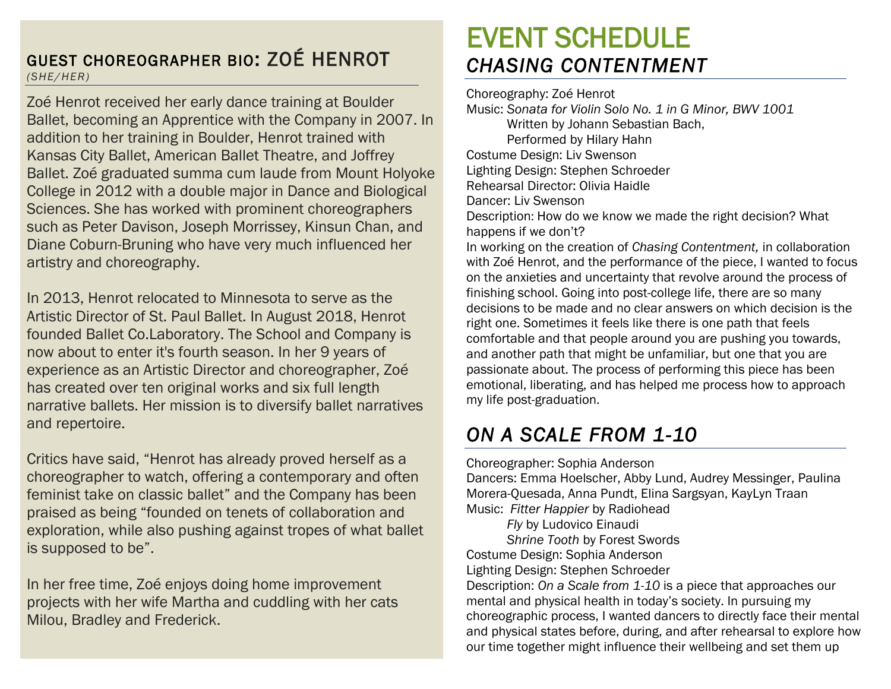## GUEST CHOREOGRAPHER BIO: ZOÉ HENROT

*(SHE/HER)*

Zoé Henrot received her early dance training at Boulder Ballet, becoming an Apprentice with the Company in 2007. In addition to her training in Boulder, Henrot trained with Kansas City Ballet, American Ballet Theatre, and Joffrey Ballet. Zoé graduated summa cum laude from Mount Holyoke College in 2012 with a double major in Dance and Biological Sciences. She has worked with prominent choreographers such as Peter Davison, Joseph Morrissey, Kinsun Chan, and Diane Coburn-Bruning who have very much influenced her artistry and choreography.

In 2013, Henrot relocated to Minnesota to serve as the Artistic Director of St. Paul Ballet. In August 2018, Henrot founded Ballet Co.Laboratory. The School and Company is now about to enter it's fourth season. In her 9 years of experience as an Artistic Director and choreographer, Zoé has created over ten original works and six full length narrative ballets. Her mission is to diversify ballet narratives and repertoire.

Critics have said, "Henrot has already proved herself as a choreographer to watch, offering a contemporary and often feminist take on classic ballet" and the Company has been praised as being "founded on tenets of collaboration and exploration, while also pushing against tropes of what ballet is supposed to be".

In her free time, Zoé enjoys doing home improvement projects with her wife Martha and cuddling with her cats Milou, Bradley and Frederick.

# EVENT SCHEDULE

## *CHASING CONTENTMENT*

Choreography: Zoé Henrot
Music: *Sonata for Violin Solo No. 1 in G Minor, BWV 1001*
Written by Johann Sebastian Bach,
Performed by Hilary Hahn
Costume Design: Liv Swenson
Lighting Design: Stephen Schroeder
Rehearsal Director: Olivia Haidle
Dancer: Liv Swenson
Description: How do we know we made the right decision? What happens if we don't?
In working on the creation of *Chasing Contentment,* in collaboration with Zoé Henrot, and the performance of the piece, I wanted to focus on the anxieties and uncertainty that revolve around the process of finishing school. Going into post-college life, there are so many decisions to be made and no clear answers on which decision is the right one. Sometimes it feels like there is one path that feels comfortable and that people around you are pushing you towards, and another path that might be unfamiliar, but one that you are passionate about. The process of performing this piece has been emotional, liberating, and has helped me process how to approach my life post-graduation.

## *ON A SCALE FROM 1-10*

Choreographer: Sophia Anderson
Dancers: Emma Hoelscher, Abby Lund, Audrey Messinger, Paulina Morera-Quesada, Anna Pundt, Elina Sargsyan, KayLyn Traan
Music: *Fitter Happier* by Radiohead
*Fly* by Ludovico Einaudi
*Shrine Tooth* by Forest Swords
Costume Design: Sophia Anderson
Lighting Design: Stephen Schroeder
Description: *On a Scale from 1-10* is a piece that approaches our mental and physical health in today's society. In pursuing my choreographic process, I wanted dancers to directly face their mental and physical states before, during, and after rehearsal to explore how our time together might influence their wellbeing and set them up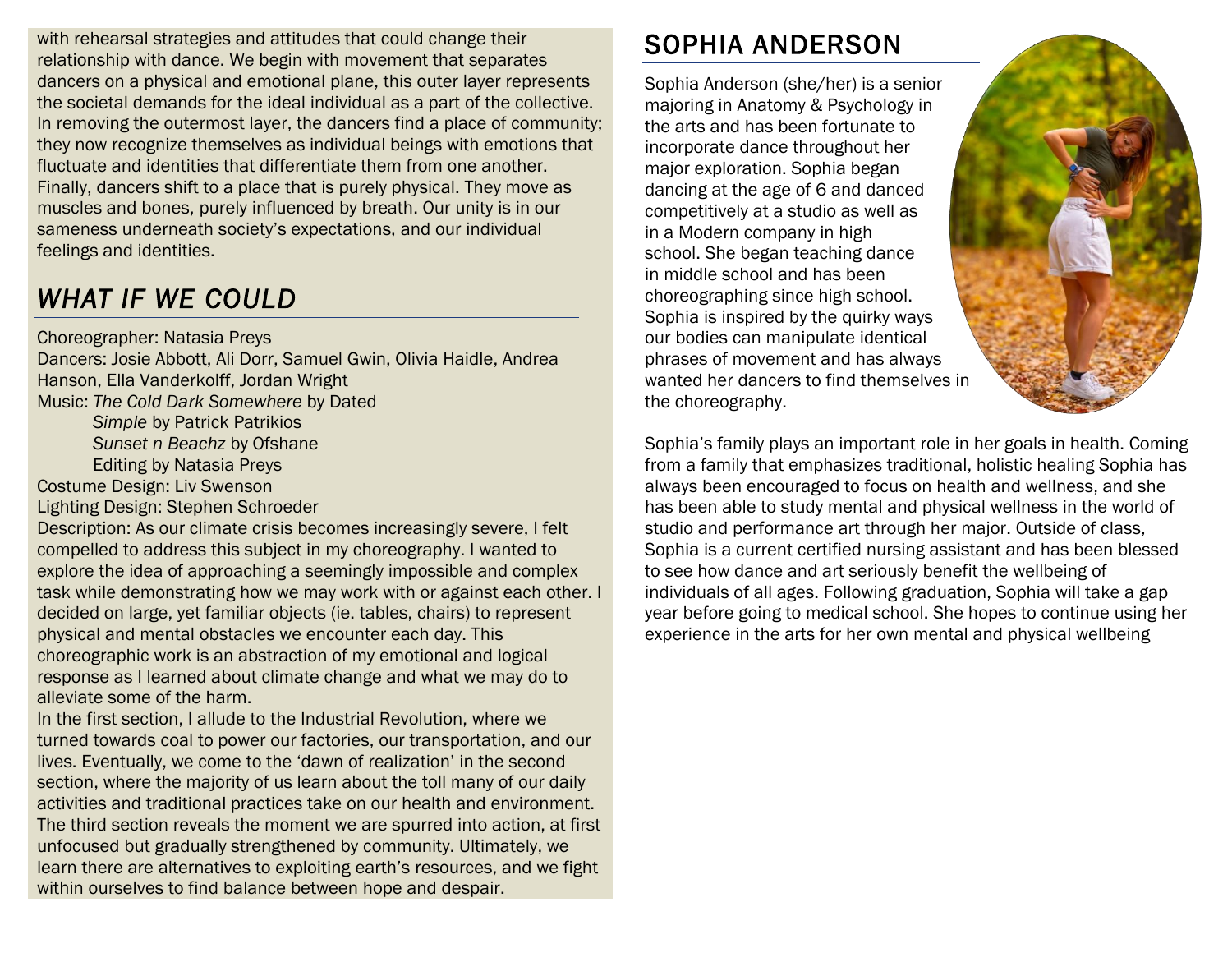with rehearsal strategies and attitudes that could change their relationship with dance. We begin with movement that separates dancers on a physical and emotional plane, this outer layer represents the societal demands for the ideal individual as a part of the collective. In removing the outermost layer, the dancers find a place of community; they now recognize themselves as individual beings with emotions that fluctuate and identities that differentiate them from one another. Finally, dancers shift to a place that is purely physical. They move as muscles and bones, purely influenced by breath. Our unity is in our sameness underneath society's expectations, and our individual feelings and identities.

## *WHAT IF WE COULD*

Choreographer: Natasia Preys
Dancers: Josie Abbott, Ali Dorr, Samuel Gwin, Olivia Haidle, Andrea Hanson, Ella Vanderkolff, Jordan Wright
Music: *The Cold Dark Somewhere* by Dated
*Simple* by Patrick Patrikios
*Sunset n Beachz* by Ofshane
Editing by Natasia Preys
Costume Design: Liv Swenson
Lighting Design: Stephen Schroeder
Description: As our climate crisis becomes increasingly severe, I felt compelled to address this subject in my choreography. I wanted to explore the idea of approaching a seemingly impossible and complex task while demonstrating how we may work with or against each other. I decided on large, yet familiar objects (ie. tables, chairs) to represent physical and mental obstacles we encounter each day. This choreographic work is an abstraction of my emotional and logical response as I learned about climate change and what we may do to alleviate some of the harm.
In the first section, I allude to the Industrial Revolution, where we turned towards coal to power our factories, our transportation, and our lives. Eventually, we come to the 'dawn of realization' in the second section, where the majority of us learn about the toll many of our daily activities and traditional practices take on our health and environment. The third section reveals the moment we are spurred into action, at first unfocused but gradually strengthened by community. Ultimately, we learn there are alternatives to exploiting earth's resources, and we fight within ourselves to find balance between hope and despair.

## SOPHIA ANDERSON

Sophia Anderson (she/her) is a senior majoring in Anatomy & Psychology in the arts and has been fortunate to incorporate dance throughout her major exploration. Sophia began dancing at the age of 6 and danced competitively at a studio as well as in a Modern company in high school. She began teaching dance in middle school and has been choreographing since high school. Sophia is inspired by the quirky ways our bodies can manipulate identical phrases of movement and has always wanted her dancers to find themselves in the choreography.

Sophia's family plays an important role in her goals in health. Coming from a family that emphasizes traditional, holistic healing Sophia has always been encouraged to focus on health and wellness, and she has been able to study mental and physical wellness in the world of studio and performance art through her major. Outside of class, Sophia is a current certified nursing assistant and has been blessed to see how dance and art seriously benefit the wellbeing of individuals of all ages. Following graduation, Sophia will take a gap year before going to medical school. She hopes to continue using her experience in the arts for her own mental and physical wellbeing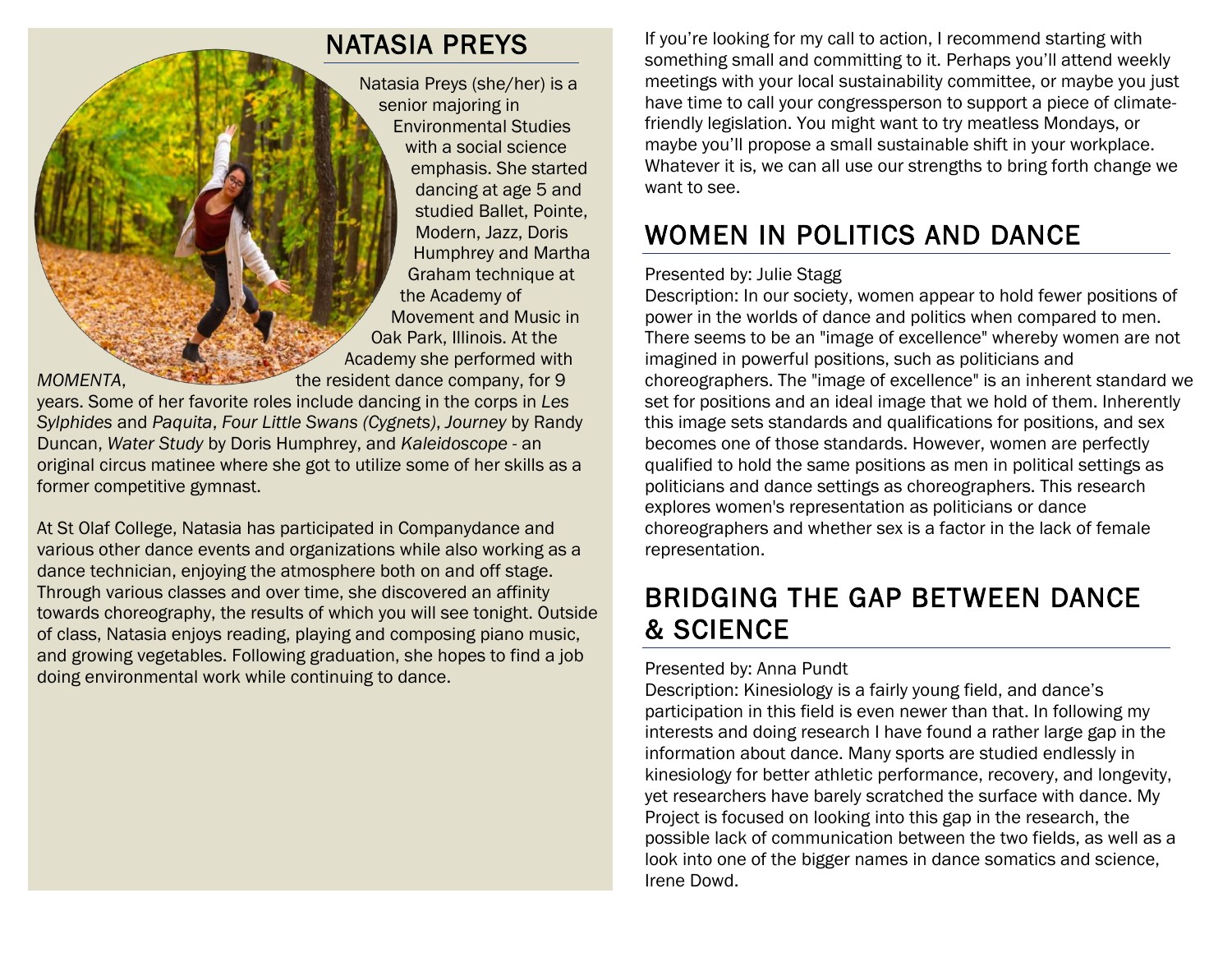## NATASIA PREYS

Natasia Preys (she/her) is a senior majoring in Environmental Studies with a social science emphasis. She started dancing at age 5 and studied Ballet, Pointe, Modern, Jazz, Doris Humphrey and Martha Graham technique at the Academy of Movement and Music in Oak Park, Illinois. At the Academy she performed with *MOMENTA*, the resident dance company, for 9 years. Some of her favorite roles include dancing in the corps in *Les Sylphides* and *Paquita*, *Four Little Swans (Cygnets)*, *Journey* by Randy Duncan, *Water Study* by Doris Humphrey, and *Kaleidoscope* - an original circus matinee where she got to utilize some of her skills as a former competitive gymnast.

At St Olaf College, Natasia has participated in Companydance and various other dance events and organizations while also working as a dance technician, enjoying the atmosphere both on and off stage. Through various classes and over time, she discovered an affinity towards choreography, the results of which you will see tonight. Outside of class, Natasia enjoys reading, playing and composing piano music, and growing vegetables. Following graduation, she hopes to find a job doing environmental work while continuing to dance.

If you're looking for my call to action, I recommend starting with something small and committing to it. Perhaps you'll attend weekly meetings with your local sustainability committee, or maybe you just have time to call your congressperson to support a piece of climate-friendly legislation. You might want to try meatless Mondays, or maybe you'll propose a small sustainable shift in your workplace. Whatever it is, we can all use our strengths to bring forth change we want to see.

## WOMEN IN POLITICS AND DANCE

Presented by: Julie Stagg
Description: In our society, women appear to hold fewer positions of power in the worlds of dance and politics when compared to men. There seems to be an "image of excellence" whereby women are not imagined in powerful positions, such as politicians and choreographers. The "image of excellence" is an inherent standard we set for positions and an ideal image that we hold of them. Inherently this image sets standards and qualifications for positions, and sex becomes one of those standards. However, women are perfectly qualified to hold the same positions as men in political settings as politicians and dance settings as choreographers. This research explores women's representation as politicians or dance choreographers and whether sex is a factor in the lack of female representation.

## BRIDGING THE GAP BETWEEN DANCE & SCIENCE

Presented by: Anna Pundt
Description: Kinesiology is a fairly young field, and dance's participation in this field is even newer than that. In following my interests and doing research I have found a rather large gap in the information about dance. Many sports are studied endlessly in kinesiology for better athletic performance, recovery, and longevity, yet researchers have barely scratched the surface with dance. My Project is focused on looking into this gap in the research, the possible lack of communication between the two fields, as well as a look into one of the bigger names in dance somatics and science, Irene Dowd.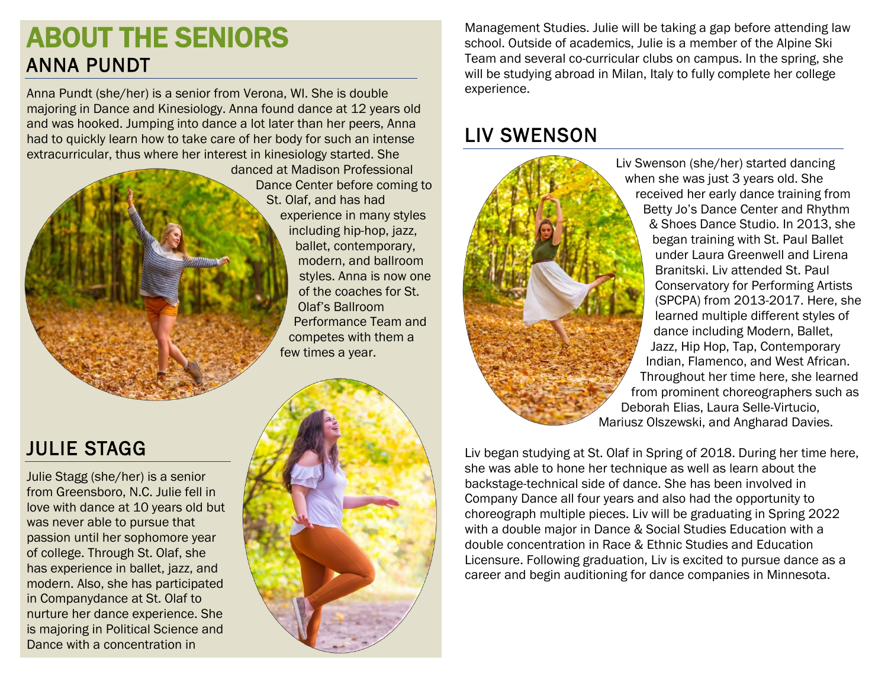# ABOUT THE SENIORS

## ANNA PUNDT

Anna Pundt (she/her) is a senior from Verona, WI. She is double majoring in Dance and Kinesiology. Anna found dance at 12 years old and was hooked. Jumping into dance a lot later than her peers, Anna had to quickly learn how to take care of her body for such an intense extracurricular, thus where her interest in kinesiology started. She danced at Madison Professional Dance Center before coming to St. Olaf, and has had experience in many styles including hip-hop, jazz, ballet, contemporary, modern, and ballroom styles. Anna is now one of the coaches for St. Olaf's Ballroom Performance Team and competes with them a few times a year.

## JULIE STAGG

Julie Stagg (she/her) is a senior from Greensboro, N.C. Julie fell in love with dance at 10 years old but was never able to pursue that passion until her sophomore year of college. Through St. Olaf, she has experience in ballet, jazz, and modern. Also, she has participated in Companydance at St. Olaf to nurture her dance experience. She is majoring in Political Science and Dance with a concentration in Management Studies. Julie will be taking a gap before attending law school. Outside of academics, Julie is a member of the Alpine Ski Team and several co-curricular clubs on campus. In the spring, she will be studying abroad in Milan, Italy to fully complete her college experience.

## LIV SWENSON

Liv Swenson (she/her) started dancing when she was just 3 years old. She received her early dance training from Betty Jo's Dance Center and Rhythm & Shoes Dance Studio. In 2013, she began training with St. Paul Ballet under Laura Greenwell and Lirena Branitski. Liv attended St. Paul Conservatory for Performing Artists (SPCPA) from 2013-2017. Here, she learned multiple different styles of dance including Modern, Ballet, Jazz, Hip Hop, Tap, Contemporary Indian, Flamenco, and West African. Throughout her time here, she learned from prominent choreographers such as Deborah Elias, Laura Selle-Virtucio, Mariusz Olszewski, and Angharad Davies.

Liv began studying at St. Olaf in Spring of 2018. During her time here, she was able to hone her technique as well as learn about the backstage-technical side of dance. She has been involved in Company Dance all four years and also had the opportunity to choreograph multiple pieces. Liv will be graduating in Spring 2022 with a double major in Dance & Social Studies Education with a double concentration in Race & Ethnic Studies and Education Licensure. Following graduation, Liv is excited to pursue dance as a career and begin auditioning for dance companies in Minnesota.